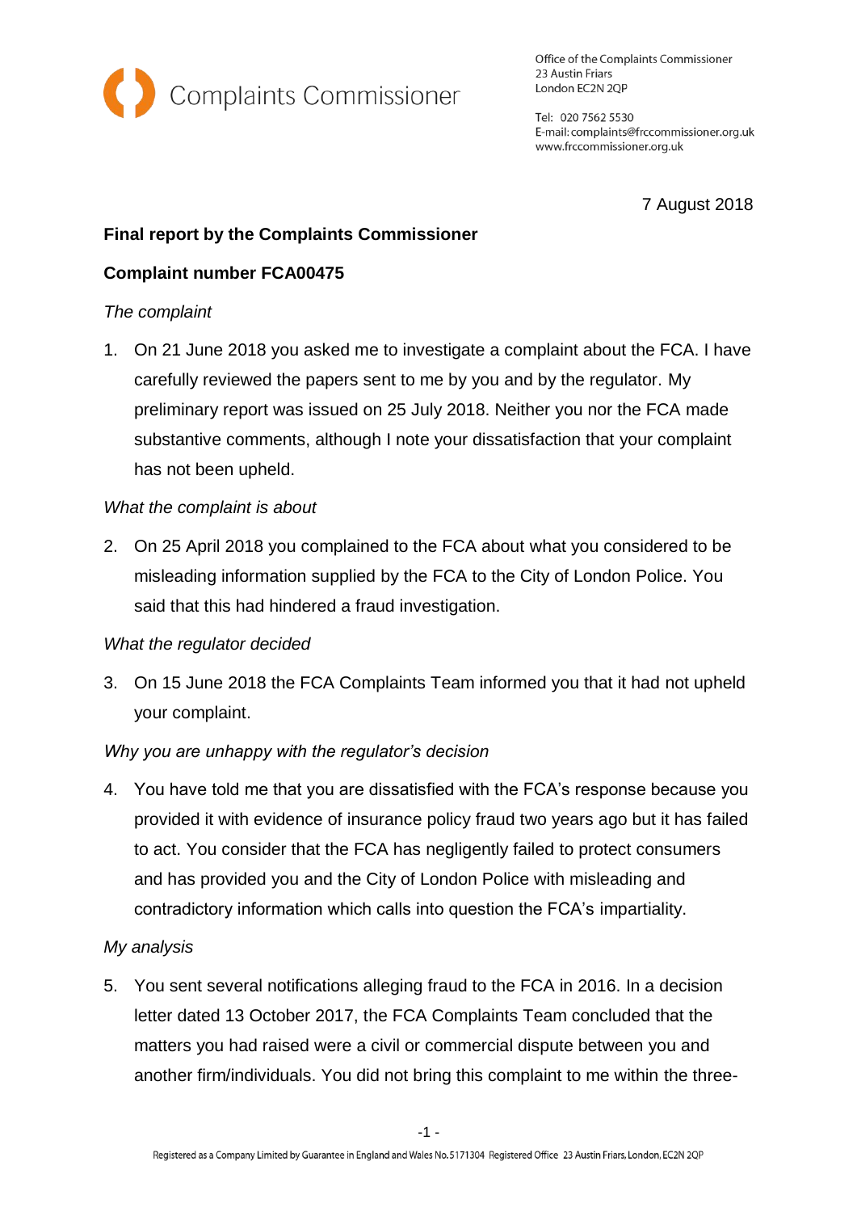Complaints Commissioner

Office of the Complaints Commissioner
23 Austin Friars
London EC2N 2QP

Tel: 020 7562 5530
E-mail: complaints@frccommissioner.org.uk
www.frccommissioner.org.uk

7 August 2018

**Final report by the Complaints Commissioner**

**Complaint number FCA00475**

*The complaint*

1. On 21 June 2018 you asked me to investigate a complaint about the FCA. I have carefully reviewed the papers sent to me by you and by the regulator. My preliminary report was issued on 25 July 2018. Neither you nor the FCA made substantive comments, although I note your dissatisfaction that your complaint has not been upheld.

*What the complaint is about*

2. On 25 April 2018 you complained to the FCA about what you considered to be misleading information supplied by the FCA to the City of London Police. You said that this had hindered a fraud investigation.

*What the regulator decided*

3. On 15 June 2018 the FCA Complaints Team informed you that it had not upheld your complaint.

*Why you are unhappy with the regulator's decision*

4. You have told me that you are dissatisfied with the FCA's response because you provided it with evidence of insurance policy fraud two years ago but it has failed to act. You consider that the FCA has negligently failed to protect consumers and has provided you and the City of London Police with misleading and contradictory information which calls into question the FCA's impartiality.

*My analysis*

5. You sent several notifications alleging fraud to the FCA in 2016. In a decision letter dated 13 October 2017, the FCA Complaints Team concluded that the matters you had raised were a civil or commercial dispute between you and another firm/individuals. You did not bring this complaint to me within the three-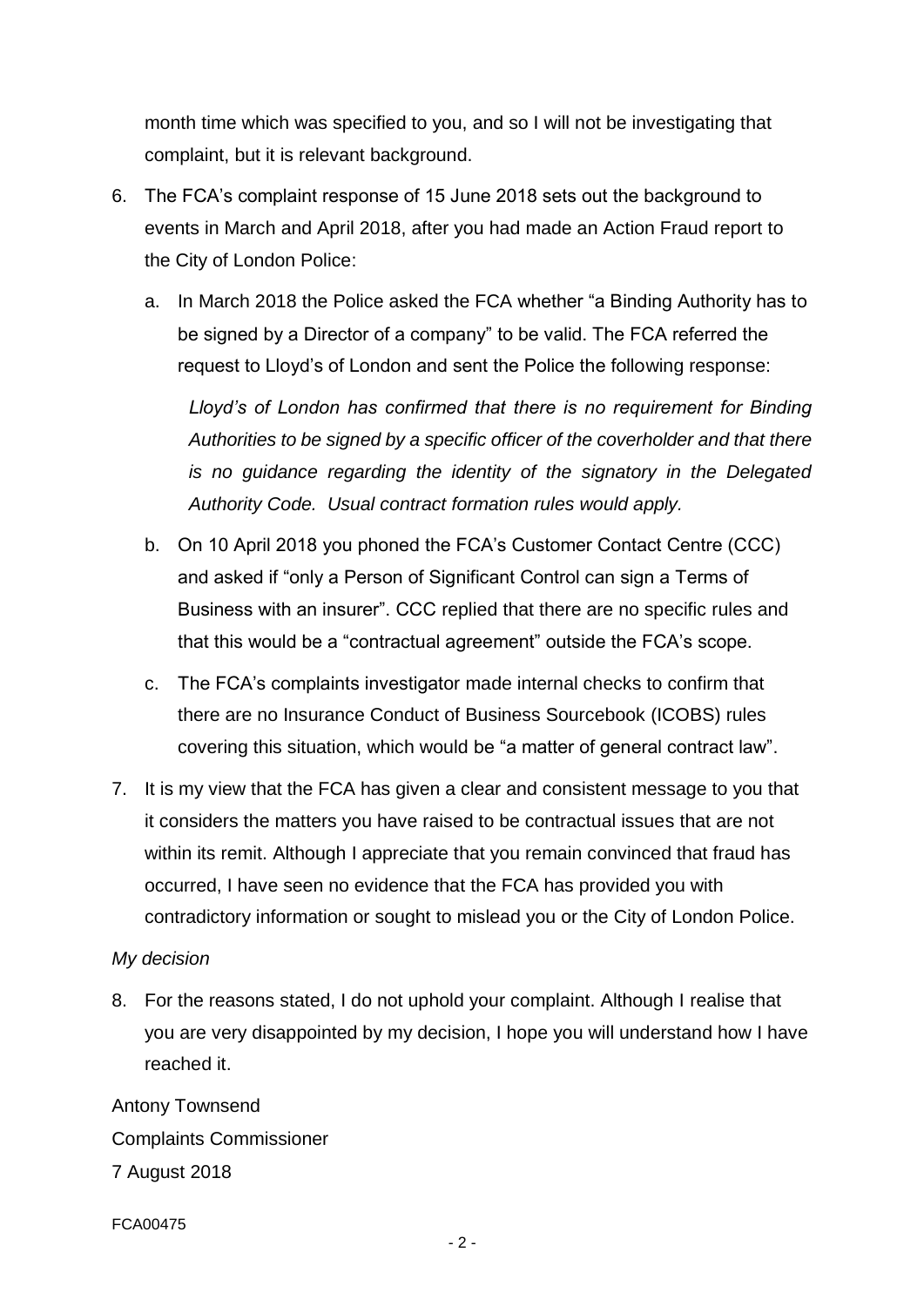month time which was specified to you, and so I will not be investigating that complaint, but it is relevant background.

6. The FCA's complaint response of 15 June 2018 sets out the background to events in March and April 2018, after you had made an Action Fraud report to the City of London Police:

   a. In March 2018 the Police asked the FCA whether "a Binding Authority has to be signed by a Director of a company" to be valid. The FCA referred the request to Lloyd's of London and sent the Police the following response:

      *Lloyd's of London has confirmed that there is no requirement for Binding Authorities to be signed by a specific officer of the coverholder and that there is no guidance regarding the identity of the signatory in the Delegated Authority Code. Usual contract formation rules would apply.*

   b. On 10 April 2018 you phoned the FCA's Customer Contact Centre (CCC) and asked if "only a Person of Significant Control can sign a Terms of Business with an insurer". CCC replied that there are no specific rules and that this would be a "contractual agreement" outside the FCA's scope.

   c. The FCA's complaints investigator made internal checks to confirm that there are no Insurance Conduct of Business Sourcebook (ICOBS) rules covering this situation, which would be "a matter of general contract law".

7. It is my view that the FCA has given a clear and consistent message to you that it considers the matters you have raised to be contractual issues that are not within its remit. Although I appreciate that you remain convinced that fraud has occurred, I have seen no evidence that the FCA has provided you with contradictory information or sought to mislead you or the City of London Police.

*My decision*

8. For the reasons stated, I do not uphold your complaint. Although I realise that you are very disappointed by my decision, I hope you will understand how I have reached it.

Antony Townsend
Complaints Commissioner
7 August 2018

FCA00475